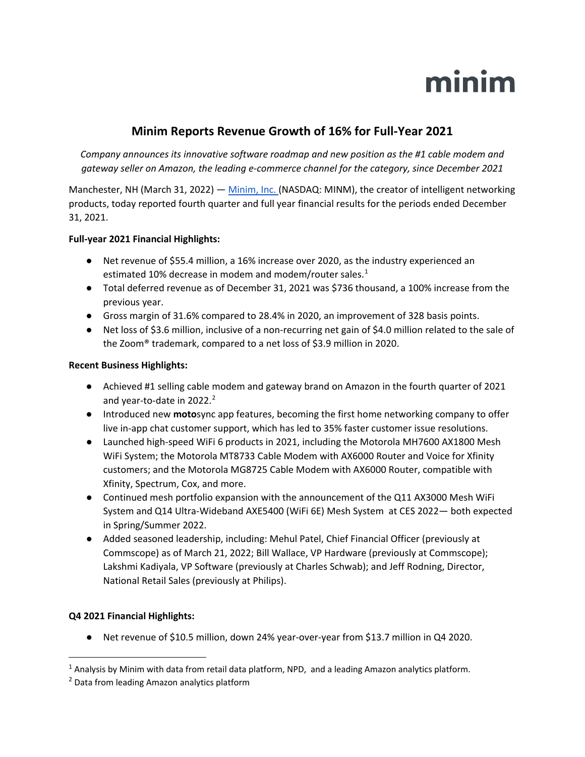minim

# Minim Reports Revenue Growth of 16% for Full-Year 2021

*Company announces its innovative software roadmap and new position as the #1 cable modem and gateway seller on Amazon, the leading e-commerce channel for the category, since December 2021*

Manchester, NH (March 31, 2022) — Minim, Inc. (NASDAQ: MINM), the creator of intelligent networking products, today reported fourth quarter and full year financial results for the periods ended December 31, 2021.

**Full-year 2021 Financial Highlights:**

- Net revenue of $55.4 million, a 16% increase over 2020, as the industry experienced an estimated 10% decrease in modem and modem/router sales.[1]
- Total deferred revenue as of December 31, 2021 was $736 thousand, a 100% increase from the previous year.
- Gross margin of 31.6% compared to 28.4% in 2020, an improvement of 328 basis points.
- Net loss of $3.6 million, inclusive of a non-recurring net gain of $4.0 million related to the sale of the Zoom® trademark, compared to a net loss of $3.9 million in 2020.

**Recent Business Highlights:**

- Achieved #1 selling cable modem and gateway brand on Amazon in the fourth quarter of 2021 and year-to-date in 2022.[2]
- Introduced new **moto**sync app features, becoming the first home networking company to offer live in-app chat customer support, which has led to 35% faster customer issue resolutions.
- Launched high-speed WiFi 6 products in 2021, including the Motorola MH7600 AX1800 Mesh WiFi System; the Motorola MT8733 Cable Modem with AX6000 Router and Voice for Xfinity customers; and the Motorola MG8725 Cable Modem with AX6000 Router, compatible with Xfinity, Spectrum, Cox, and more.
- Continued mesh portfolio expansion with the announcement of the Q11 AX3000 Mesh WiFi System and Q14 Ultra-Wideband AXE5400 (WiFi 6E) Mesh System at CES 2022— both expected in Spring/Summer 2022.
- Added seasoned leadership, including: Mehul Patel, Chief Financial Officer (previously at Commscope) as of March 21, 2022; Bill Wallace, VP Hardware (previously at Commscope); Lakshmi Kadiyala, VP Software (previously at Charles Schwab); and Jeff Rodning, Director, National Retail Sales (previously at Philips).

**Q4 2021 Financial Highlights:**

- Net revenue of $10.5 million, down 24% year-over-year from $13.7 million in Q4 2020.

[1] Analysis by Minim with data from retail data platform, NPD, and a leading Amazon analytics platform.

[2] Data from leading Amazon analytics platform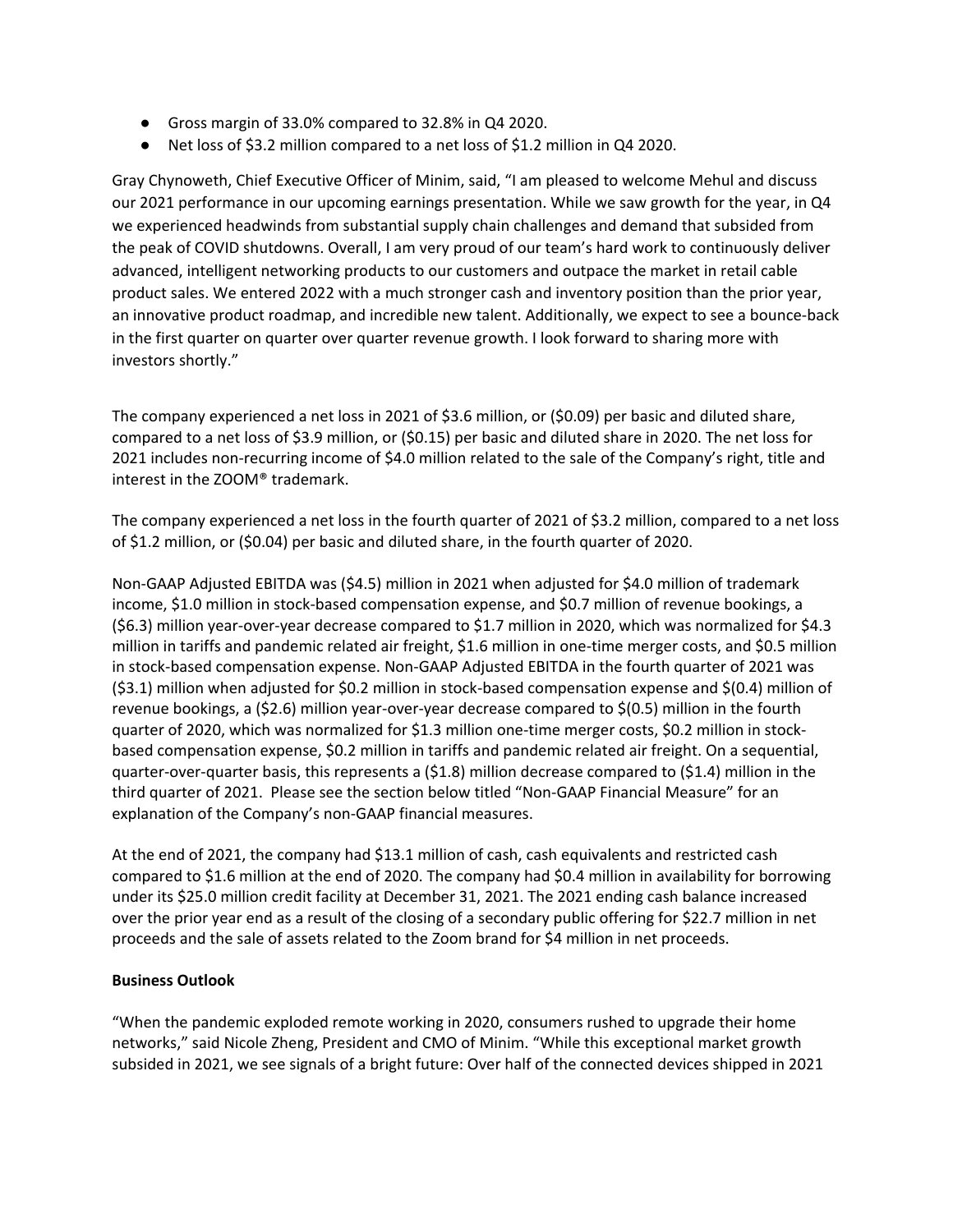- Gross margin of 33.0% compared to 32.8% in Q4 2020.
- Net loss of $3.2 million compared to a net loss of $1.2 million in Q4 2020.

Gray Chynoweth, Chief Executive Officer of Minim, said, "I am pleased to welcome Mehul and discuss our 2021 performance in our upcoming earnings presentation. While we saw growth for the year, in Q4 we experienced headwinds from substantial supply chain challenges and demand that subsided from the peak of COVID shutdowns. Overall, I am very proud of our team's hard work to continuously deliver advanced, intelligent networking products to our customers and outpace the market in retail cable product sales. We entered 2022 with a much stronger cash and inventory position than the prior year, an innovative product roadmap, and incredible new talent. Additionally, we expect to see a bounce-back in the first quarter on quarter over quarter revenue growth. I look forward to sharing more with investors shortly."

The company experienced a net loss in 2021 of $3.6 million, or ($0.09) per basic and diluted share, compared to a net loss of $3.9 million, or ($0.15) per basic and diluted share in 2020. The net loss for 2021 includes non-recurring income of $4.0 million related to the sale of the Company's right, title and interest in the ZOOM® trademark.

The company experienced a net loss in the fourth quarter of 2021 of $3.2 million, compared to a net loss of $1.2 million, or ($0.04) per basic and diluted share, in the fourth quarter of 2020.

Non-GAAP Adjusted EBITDA was ($4.5) million in 2021 when adjusted for $4.0 million of trademark income, $1.0 million in stock-based compensation expense, and $0.7 million of revenue bookings, a ($6.3) million year-over-year decrease compared to $1.7 million in 2020, which was normalized for $4.3 million in tariffs and pandemic related air freight, $1.6 million in one-time merger costs, and $0.5 million in stock-based compensation expense. Non-GAAP Adjusted EBITDA in the fourth quarter of 2021 was ($3.1) million when adjusted for $0.2 million in stock-based compensation expense and $(0.4) million of revenue bookings, a ($2.6) million year-over-year decrease compared to $(0.5) million in the fourth quarter of 2020, which was normalized for $1.3 million one-time merger costs, $0.2 million in stock-based compensation expense, $0.2 million in tariffs and pandemic related air freight. On a sequential, quarter-over-quarter basis, this represents a ($1.8) million decrease compared to ($1.4) million in the third quarter of 2021. Please see the section below titled "Non-GAAP Financial Measure" for an explanation of the Company's non-GAAP financial measures.

At the end of 2021, the company had $13.1 million of cash, cash equivalents and restricted cash compared to $1.6 million at the end of 2020. The company had $0.4 million in availability for borrowing under its $25.0 million credit facility at December 31, 2021. The 2021 ending cash balance increased over the prior year end as a result of the closing of a secondary public offering for $22.7 million in net proceeds and the sale of assets related to the Zoom brand for $4 million in net proceeds.

**Business Outlook**

"When the pandemic exploded remote working in 2020, consumers rushed to upgrade their home networks," said Nicole Zheng, President and CMO of Minim. "While this exceptional market growth subsided in 2021, we see signals of a bright future: Over half of the connected devices shipped in 2021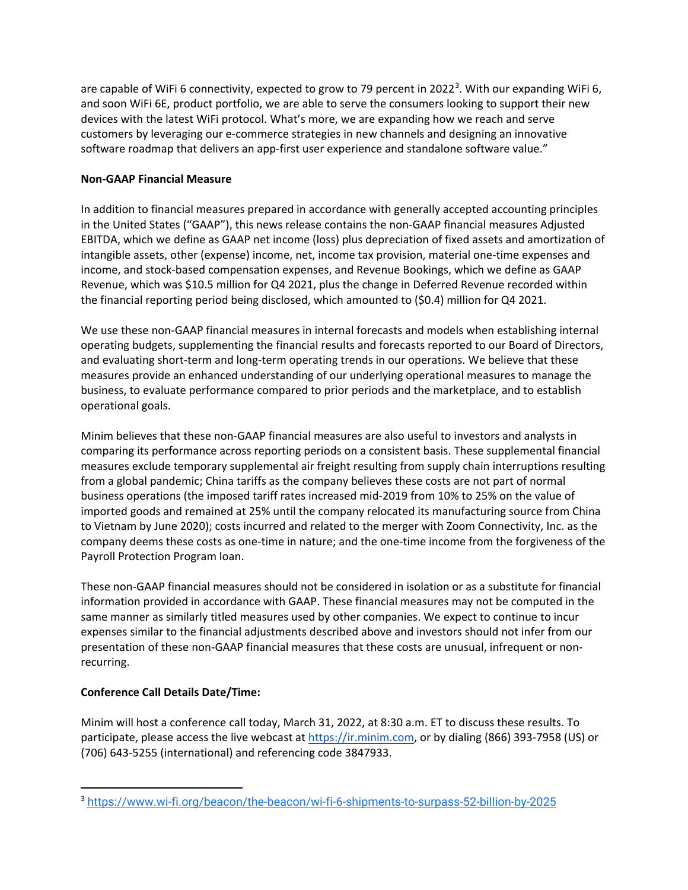are capable of WiFi 6 connectivity, expected to grow to 79 percent in 2022[3]. With our expanding WiFi 6, and soon WiFi 6E, product portfolio, we are able to serve the consumers looking to support their new devices with the latest WiFi protocol. What's more, we are expanding how we reach and serve customers by leveraging our e-commerce strategies in new channels and designing an innovative software roadmap that delivers an app-first user experience and standalone software value."

**Non-GAAP Financial Measure**

In addition to financial measures prepared in accordance with generally accepted accounting principles in the United States ("GAAP"), this news release contains the non-GAAP financial measures Adjusted EBITDA, which we define as GAAP net income (loss) plus depreciation of fixed assets and amortization of intangible assets, other (expense) income, net, income tax provision, material one-time expenses and income, and stock-based compensation expenses, and Revenue Bookings, which we define as GAAP Revenue, which was $10.5 million for Q4 2021, plus the change in Deferred Revenue recorded within the financial reporting period being disclosed, which amounted to ($0.4) million for Q4 2021.

We use these non-GAAP financial measures in internal forecasts and models when establishing internal operating budgets, supplementing the financial results and forecasts reported to our Board of Directors, and evaluating short-term and long-term operating trends in our operations. We believe that these measures provide an enhanced understanding of our underlying operational measures to manage the business, to evaluate performance compared to prior periods and the marketplace, and to establish operational goals.

Minim believes that these non-GAAP financial measures are also useful to investors and analysts in comparing its performance across reporting periods on a consistent basis. These supplemental financial measures exclude temporary supplemental air freight resulting from supply chain interruptions resulting from a global pandemic; China tariffs as the company believes these costs are not part of normal business operations (the imposed tariff rates increased mid-2019 from 10% to 25% on the value of imported goods and remained at 25% until the company relocated its manufacturing source from China to Vietnam by June 2020); costs incurred and related to the merger with Zoom Connectivity, Inc. as the company deems these costs as one-time in nature; and the one-time income from the forgiveness of the Payroll Protection Program loan.

These non-GAAP financial measures should not be considered in isolation or as a substitute for financial information provided in accordance with GAAP. These financial measures may not be computed in the same manner as similarly titled measures used by other companies. We expect to continue to incur expenses similar to the financial adjustments described above and investors should not infer from our presentation of these non-GAAP financial measures that these costs are unusual, infrequent or non-recurring.

**Conference Call Details Date/Time:**

Minim will host a conference call today, March 31, 2022, at 8:30 a.m. ET to discuss these results. To participate, please access the live webcast at [https://ir.minim.com](https://ir.minim.com), or by dialing (866) 393-7958 (US) or (706) 643-5255 (international) and referencing code 3847933.

---

[3] [https://www.wi-fi.org/beacon/the-beacon/wi-fi-6-shipments-to-surpass-52-billion-by-2025](https://www.wi-fi.org/beacon/the-beacon/wi-fi-6-shipments-to-surpass-52-billion-by-2025)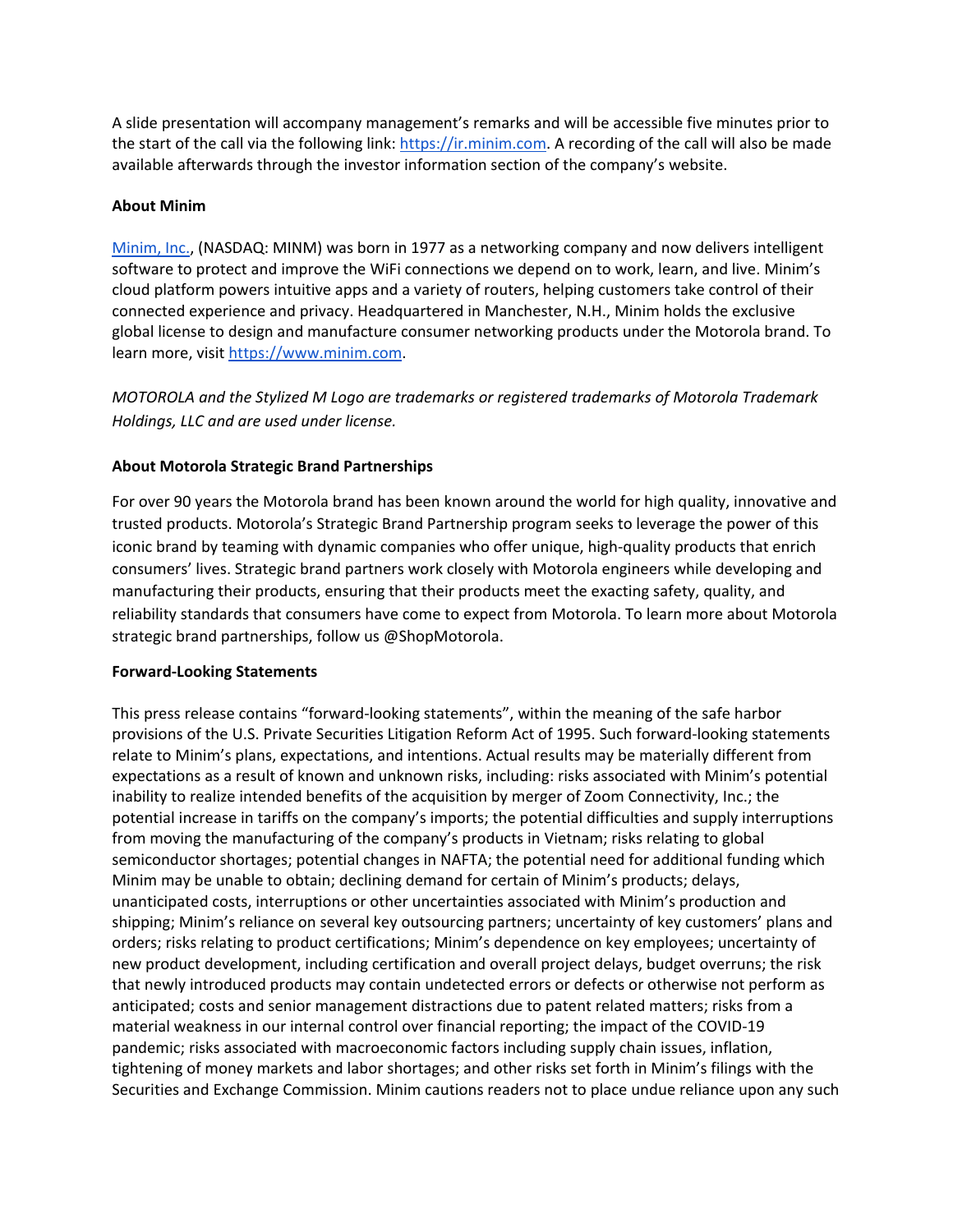A slide presentation will accompany management's remarks and will be accessible five minutes prior to the start of the call via the following link: [https://ir.minim.com](https://ir.minim.com). A recording of the call will also be made available afterwards through the investor information section of the company's website.

**About Minim**

[Minim, Inc.](https://www.minim.com), (NASDAQ: MINM) was born in 1977 as a networking company and now delivers intelligent software to protect and improve the WiFi connections we depend on to work, learn, and live. Minim's cloud platform powers intuitive apps and a variety of routers, helping customers take control of their connected experience and privacy. Headquartered in Manchester, N.H., Minim holds the exclusive global license to design and manufacture consumer networking products under the Motorola brand. To learn more, visit [https://www.minim.com](https://www.minim.com).

*MOTOROLA and the Stylized M Logo are trademarks or registered trademarks of Motorola Trademark Holdings, LLC and are used under license.*

**About Motorola Strategic Brand Partnerships**

For over 90 years the Motorola brand has been known around the world for high quality, innovative and trusted products. Motorola's Strategic Brand Partnership program seeks to leverage the power of this iconic brand by teaming with dynamic companies who offer unique, high-quality products that enrich consumers' lives. Strategic brand partners work closely with Motorola engineers while developing and manufacturing their products, ensuring that their products meet the exacting safety, quality, and reliability standards that consumers have come to expect from Motorola. To learn more about Motorola strategic brand partnerships, follow us @ShopMotorola.

**Forward-Looking Statements**

This press release contains "forward-looking statements", within the meaning of the safe harbor provisions of the U.S. Private Securities Litigation Reform Act of 1995. Such forward-looking statements relate to Minim's plans, expectations, and intentions. Actual results may be materially different from expectations as a result of known and unknown risks, including: risks associated with Minim's potential inability to realize intended benefits of the acquisition by merger of Zoom Connectivity, Inc.; the potential increase in tariffs on the company's imports; the potential difficulties and supply interruptions from moving the manufacturing of the company's products in Vietnam; risks relating to global semiconductor shortages; potential changes in NAFTA; the potential need for additional funding which Minim may be unable to obtain; declining demand for certain of Minim's products; delays, unanticipated costs, interruptions or other uncertainties associated with Minim's production and shipping; Minim's reliance on several key outsourcing partners; uncertainty of key customers' plans and orders; risks relating to product certifications; Minim's dependence on key employees; uncertainty of new product development, including certification and overall project delays, budget overruns; the risk that newly introduced products may contain undetected errors or defects or otherwise not perform as anticipated; costs and senior management distractions due to patent related matters; risks from a material weakness in our internal control over financial reporting; the impact of the COVID-19 pandemic; risks associated with macroeconomic factors including supply chain issues, inflation, tightening of money markets and labor shortages; and other risks set forth in Minim's filings with the Securities and Exchange Commission. Minim cautions readers not to place undue reliance upon any such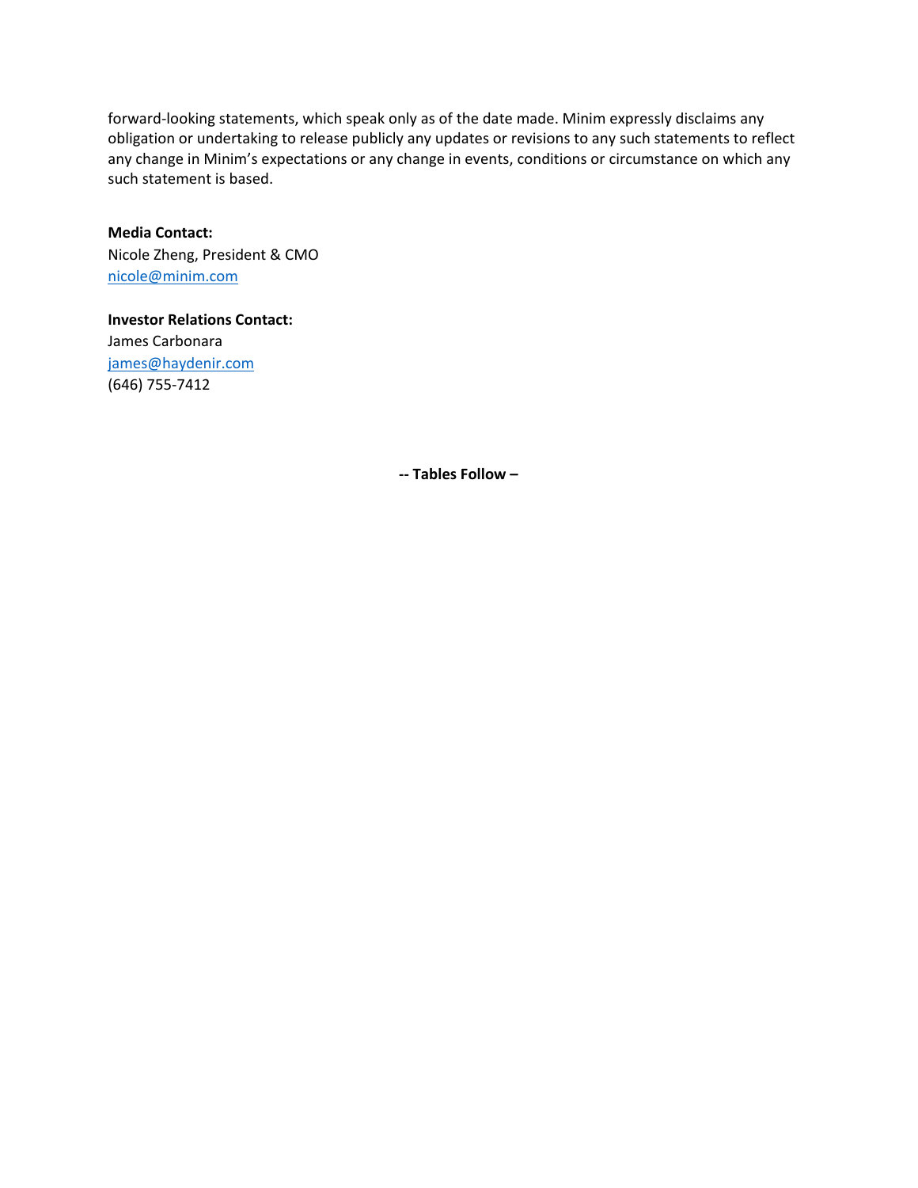forward-looking statements, which speak only as of the date made. Minim expressly disclaims any obligation or undertaking to release publicly any updates or revisions to any such statements to reflect any change in Minim's expectations or any change in events, conditions or circumstance on which any such statement is based.

**Media Contact:**
Nicole Zheng, President & CMO
nicole@minim.com

**Investor Relations Contact:**
James Carbonara
james@haydenir.com
(646) 755-7412

**-- Tables Follow –**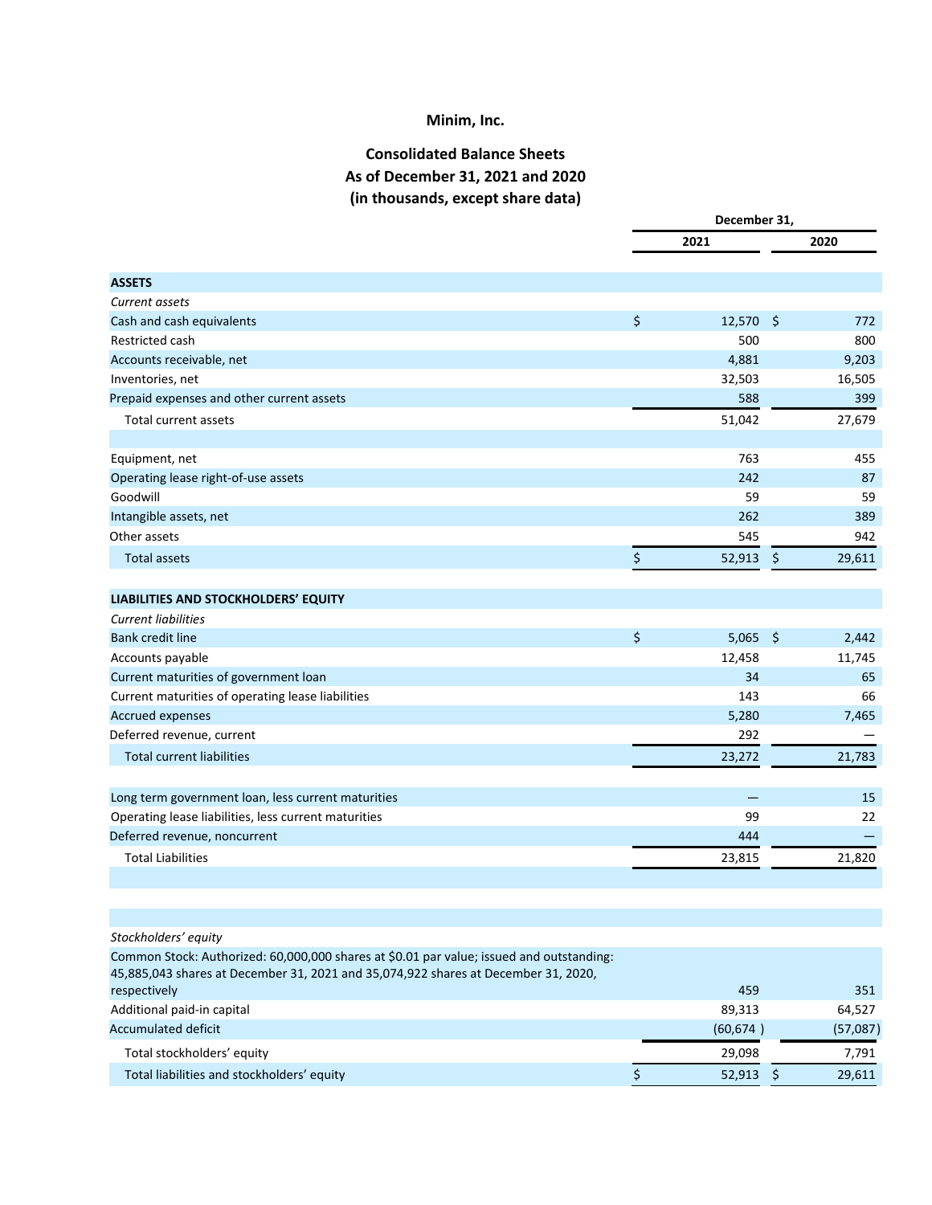# Minim, Inc.

## Consolidated Balance Sheets
## As of December 31, 2021 and 2020
## (in thousands, except share data)

| | December 31, 2021 | December 31, 2020 |
|---|---|---|
| **ASSETS** | | |
| *Current assets* | | |
| Cash and cash equivalents | $ 12,570 | $ 772 |
| Restricted cash | 500 | 800 |
| Accounts receivable, net | 4,881 | 9,203 |
| Inventories, net | 32,503 | 16,505 |
| Prepaid expenses and other current assets | 588 | 399 |
| Total current assets | 51,042 | 27,679 |
| | | |
| Equipment, net | 763 | 455 |
| Operating lease right-of-use assets | 242 | 87 |
| Goodwill | 59 | 59 |
| Intangible assets, net | 262 | 389 |
| Other assets | 545 | 942 |
| Total assets | $ 52,913 | $ 29,611 |
| | | |
| **LIABILITIES AND STOCKHOLDERS' EQUITY** | | |
| *Current liabilities* | | |
| Bank credit line | $ 5,065 | $ 2,442 |
| Accounts payable | 12,458 | 11,745 |
| Current maturities of government loan | 34 | 65 |
| Current maturities of operating lease liabilities | 143 | 66 |
| Accrued expenses | 5,280 | 7,465 |
| Deferred revenue, current | 292 | — |
| Total current liabilities | 23,272 | 21,783 |
| | | |
| Long term government loan, less current maturities | — | 15 |
| Operating lease liabilities, less current maturities | 99 | 22 |
| Deferred revenue, noncurrent | 444 | — |
| Total Liabilities | 23,815 | 21,820 |
| | | |
| *Stockholders' equity* | | |
| Common Stock: Authorized: 60,000,000 shares at $0.01 par value; issued and outstanding: 45,885,043 shares at December 31, 2021 and 35,074,922 shares at December 31, 2020, respectively | 459 | 351 |
| Additional paid-in capital | 89,313 | 64,527 |
| Accumulated deficit | (60,674 ) | (57,087) |
| Total stockholders' equity | 29,098 | 7,791 |
| Total liabilities and stockholders' equity | $ 52,913 | $ 29,611 |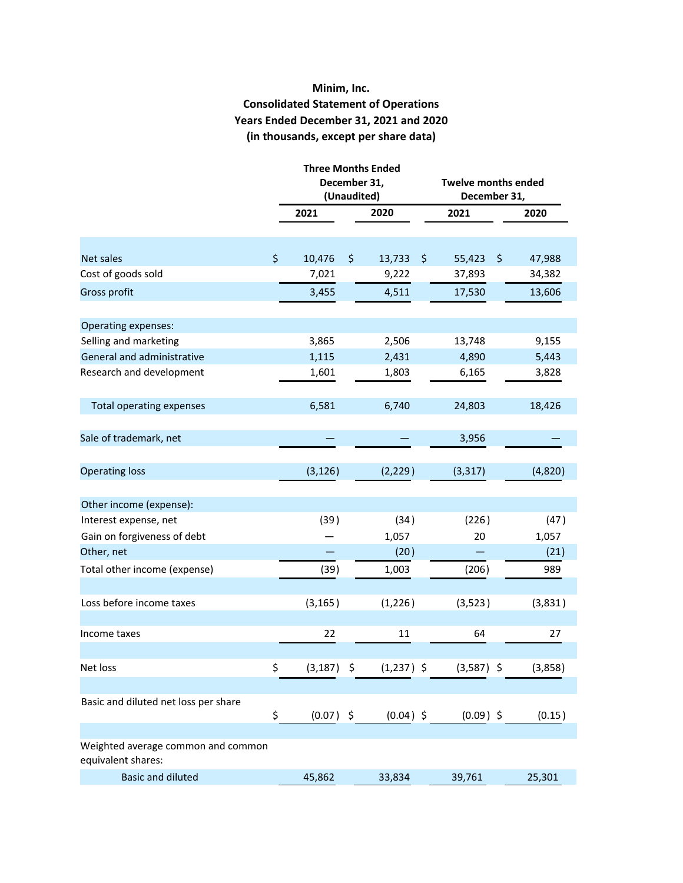**Minim, Inc.**
**Consolidated Statement of Operations**
**Years Ended December 31, 2021 and 2020**
**(in thousands, except per share data)**

| | Three Months Ended December 31, (Unaudited) | | Twelve months ended December 31, | |
|---|---|---|---|---|
| | 2021 | 2020 | 2021 | 2020 |
| Net sales | $ 10,476 | $ 13,733 | $ 55,423 | $ 47,988 |
| Cost of goods sold | 7,021 | 9,222 | 37,893 | 34,382 |
| Gross profit | 3,455 | 4,511 | 17,530 | 13,606 |
| Operating expenses: | | | | |
| Selling and marketing | 3,865 | 2,506 | 13,748 | 9,155 |
| General and administrative | 1,115 | 2,431 | 4,890 | 5,443 |
| Research and development | 1,601 | 1,803 | 6,165 | 3,828 |
| Total operating expenses | 6,581 | 6,740 | 24,803 | 18,426 |
| Sale of trademark, net | — | — | 3,956 | — |
| Operating loss | (3,126) | (2,229) | (3,317) | (4,820) |
| Other income (expense): | | | | |
| Interest expense, net | (39) | (34) | (226) | (47) |
| Gain on forgiveness of debt | — | 1,057 | 20 | 1,057 |
| Other, net | — | (20) | — | (21) |
| Total other income (expense) | (39) | 1,003 | (206) | 989 |
| Loss before income taxes | (3,165) | (1,226) | (3,523) | (3,831) |
| Income taxes | 22 | 11 | 64 | 27 |
| Net loss | $ (3,187) | $ (1,237) | $ (3,587) | $ (3,858) |
| Basic and diluted net loss per share | $ (0.07) | $ (0.04) | $ (0.09) | $ (0.15) |
| Weighted average common and common equivalent shares: | | | | |
| Basic and diluted | 45,862 | 33,834 | 39,761 | 25,301 |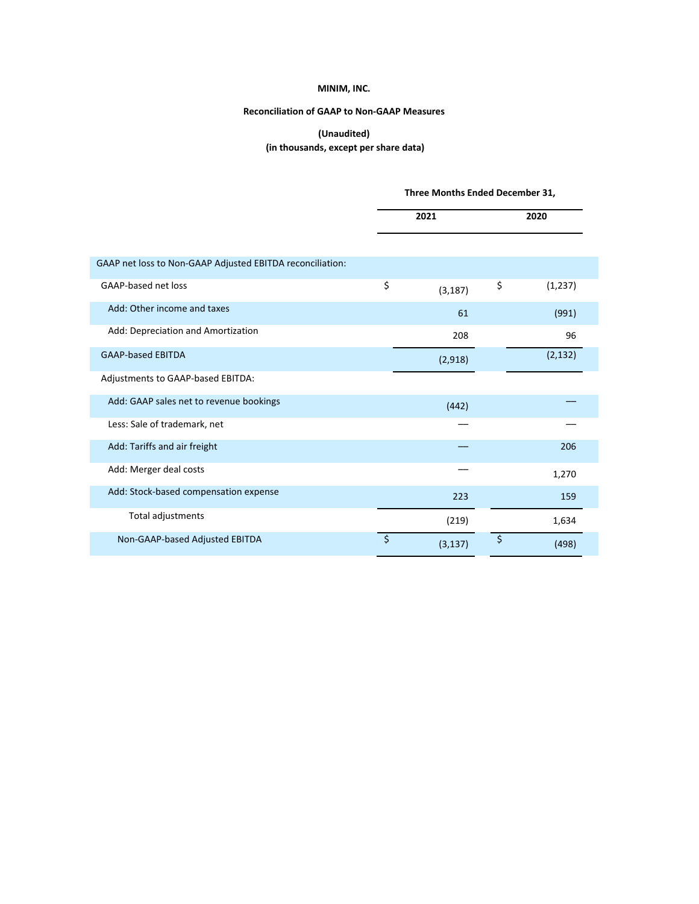**MINIM, INC.**

**Reconciliation of GAAP to Non-GAAP Measures**

**(Unaudited)**
**(in thousands, except per share data)**

| | Three Months Ended December 31, | |
|---|---|---|
| | **2021** | **2020** |
| GAAP net loss to Non-GAAP Adjusted EBITDA reconciliation: | | |
| GAAP-based net loss | $ (3,187) | $ (1,237) |
| Add: Other income and taxes | 61 | (991) |
| Add: Depreciation and Amortization | 208 | 96 |
| GAAP-based EBITDA | (2,918) | (2,132) |
| Adjustments to GAAP-based EBITDA: | | |
| Add: GAAP sales net to revenue bookings | (442) | — |
| Less: Sale of trademark, net | — | — |
| Add: Tariffs and air freight | — | 206 |
| Add: Merger deal costs | — | 1,270 |
| Add: Stock-based compensation expense | 223 | 159 |
| Total adjustments | (219) | 1,634 |
| Non-GAAP-based Adjusted EBITDA | $ (3,137) | $ (498) |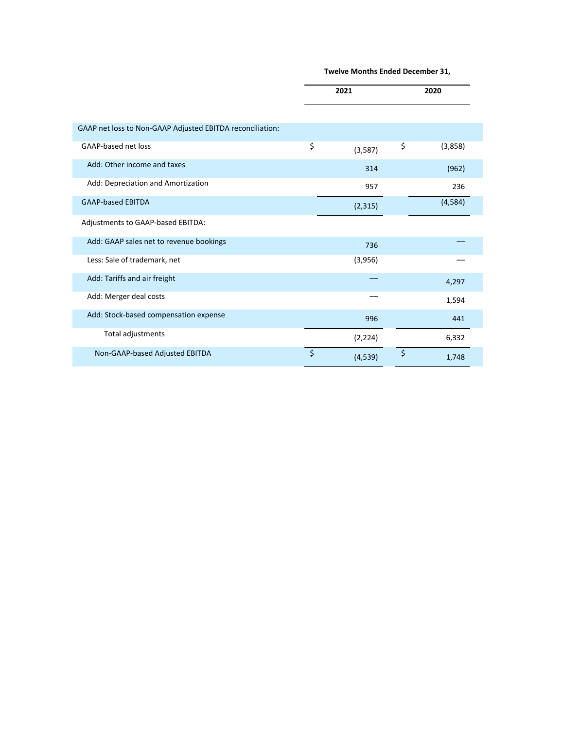| | Twelve Months Ended December 31, | |
|---|---|---|
| | 2021 | 2020 |
| GAAP net loss to Non-GAAP Adjusted EBITDA reconciliation: | | |
| GAAP-based net loss | $ (3,587) | $ (3,858) |
| Add: Other income and taxes | 314 | (962) |
| Add: Depreciation and Amortization | 957 | 236 |
| GAAP-based EBITDA | (2,315) | (4,584) |
| Adjustments to GAAP-based EBITDA: | | |
| Add: GAAP sales net to revenue bookings | 736 | — |
| Less: Sale of trademark, net | (3,956) | — |
| Add: Tariffs and air freight | — | 4,297 |
| Add: Merger deal costs | — | 1,594 |
| Add: Stock-based compensation expense | 996 | 441 |
| Total adjustments | (2,224) | 6,332 |
| Non-GAAP-based Adjusted EBITDA | $ (4,539) | $ 1,748 |